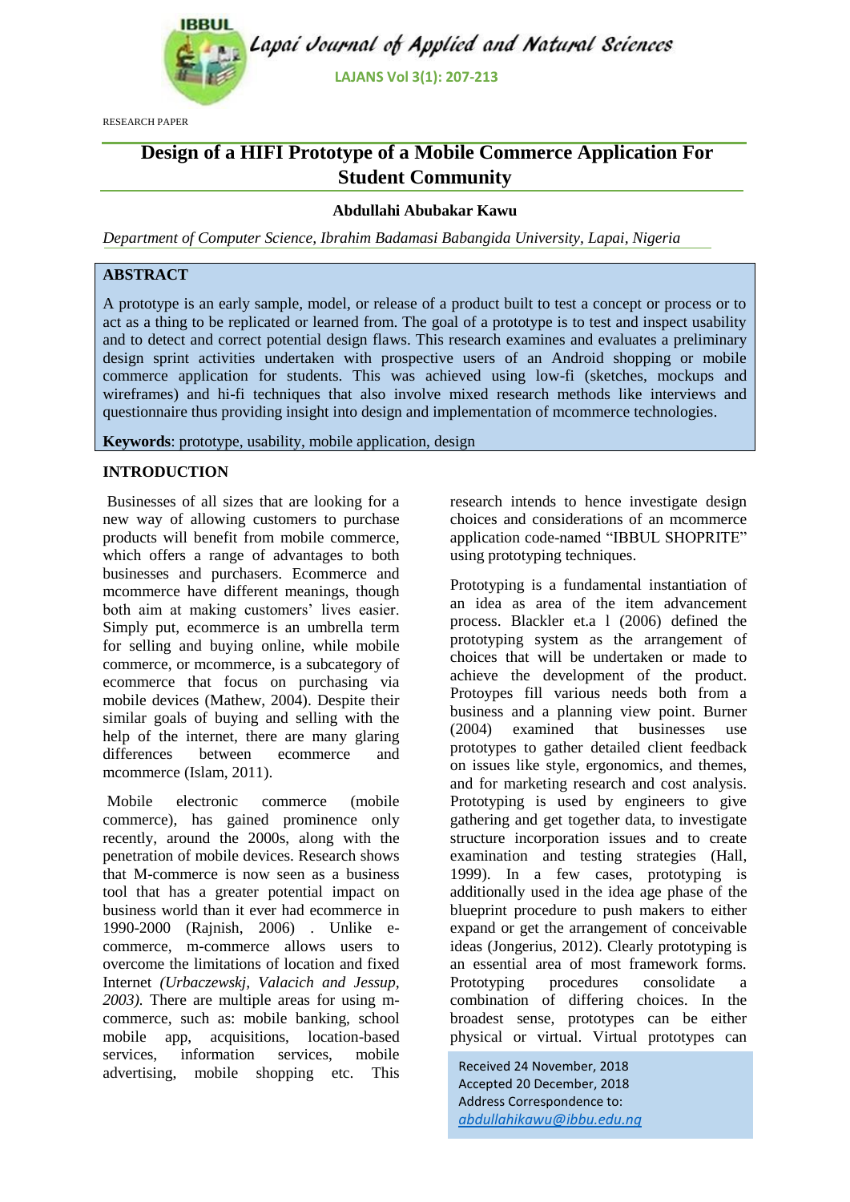RESEARCH PAPER

# Design of a HIFI Prototype of a Mobile Commerce Application For Student Community

**Abdullahi Abubakar Kawu**

*Department of Computer Science, Ibrahim Badamasi Babangida University, Lapai, Nigeria*

## ABSTRACT

A prototype is an early sample, model, or release of a product built to test a concept or process or to act as a thing to be replicated or learned from. The goal of a prototype is to test and inspect usability and to detect and correct potential design flaws. This research examines and evaluates a preliminary design sprint activities undertaken with prospective users of an Android shopping or mobile commerce application for students. This was achieved using low-fi (sketches, mockups and wireframes) and hi-fi techniques that also involve mixed research methods like interviews and questionnaire thus providing insight into design and implementation of mcommerce technologies.

**Keywords**: prototype, usability, mobile application, design

## INTRODUCTION

Businesses of all sizes that are looking for a new way of allowing customers to purchase products will benefit from mobile commerce, which offers a range of advantages to both businesses and purchasers. Ecommerce and mcommerce have different meanings, though both aim at making customers' lives easier. Simply put, ecommerce is an umbrella term for selling and buying online, while mobile commerce, or mcommerce, is a subcategory of ecommerce that focus on purchasing via mobile devices (Mathew, 2004). Despite their similar goals of buying and selling with the help of the internet, there are many glaring differences between ecommerce and mcommerce (Islam, 2011).

Mobile electronic commerce (mobile commerce), has gained prominence only recently, around the 2000s, along with the penetration of mobile devices. Research shows that M-commerce is now seen as a business tool that has a greater potential impact on business world than it ever had ecommerce in 1990-2000 (Rajnish, 2006) . Unlike e-commerce, m-commerce allows users to overcome the limitations of location and fixed Internet *(Urbaczewskj, Valacich and Jessup, 2003)*. There are multiple areas for using m-commerce, such as: mobile banking, school mobile app, acquisitions, location-based services, information services, mobile advertising, mobile shopping etc. This research intends to hence investigate design choices and considerations of an mcommerce application code-named "IBBUL SHOPRITE" using prototyping techniques.

Prototyping is a fundamental instantiation of an idea as area of the item advancement process. Blackler et.a l (2006) defined the prototyping system as the arrangement of choices that will be undertaken or made to achieve the development of the product. Protoypes fill various needs both from a business and a planning view point. Burner (2004) examined that businesses use prototypes to gather detailed client feedback on issues like style, ergonomics, and themes, and for marketing research and cost analysis. Prototyping is used by engineers to give gathering and get together data, to investigate structure incorporation issues and to create examination and testing strategies (Hall, 1999). In a few cases, prototyping is additionally used in the idea age phase of the blueprint procedure to push makers to either expand or get the arrangement of conceivable ideas (Jongerius, 2012). Clearly prototyping is an essential area of most framework forms. Prototyping procedures consolidate a combination of differing choices. In the broadest sense, prototypes can be either physical or virtual. Virtual prototypes can

Received 24 November, 2018
Accepted 20 December, 2018
Address Correspondence to:
*abdullahikawu@ibbu.edu.ng*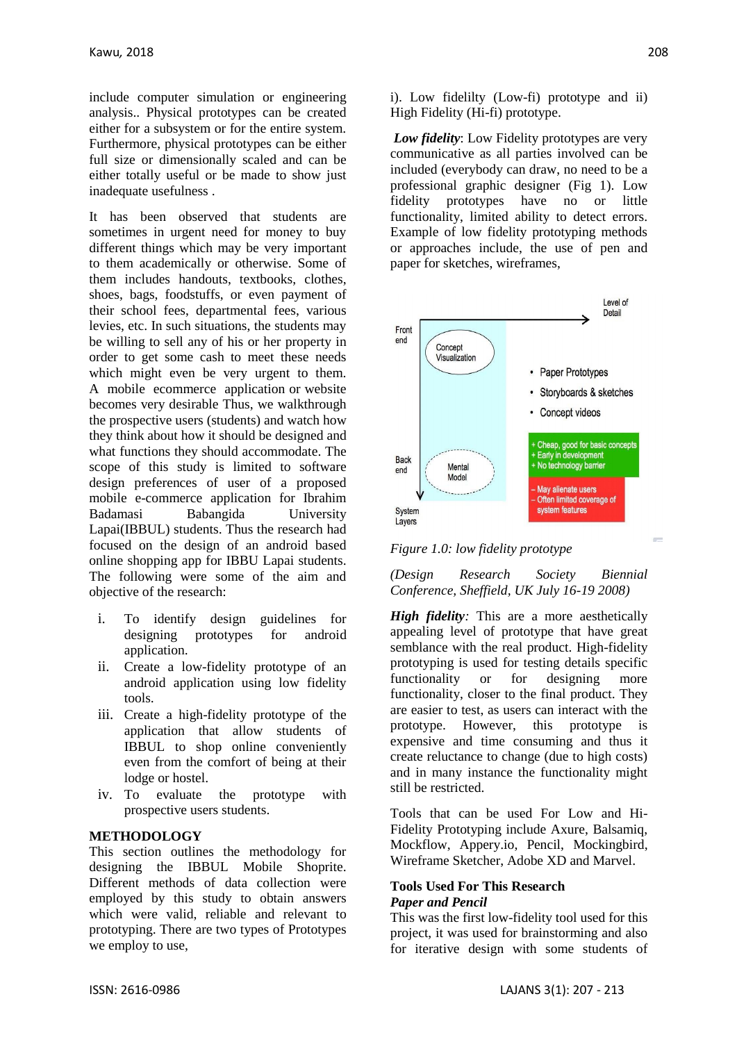include computer simulation or engineering analysis.. Physical prototypes can be created either for a subsystem or for the entire system. Furthermore, physical prototypes can be either full size or dimensionally scaled and can be either totally useful or be made to show just inadequate usefulness .

It has been observed that students are sometimes in urgent need for money to buy different things which may be very important to them academically or otherwise. Some of them includes handouts, textbooks, clothes, shoes, bags, foodstuffs, or even payment of their school fees, departmental fees, various levies, etc. In such situations, the students may be willing to sell any of his or her property in order to get some cash to meet these needs which might even be very urgent to them. A mobile ecommerce application or website becomes very desirable Thus, we walkthrough the prospective users (students) and watch how they think about how it should be designed and what functions they should accommodate. The scope of this study is limited to software design preferences of user of a proposed mobile e-commerce application for Ibrahim Badamasi Babangida University Lapai(IBBUL) students. Thus the research had focused on the design of an android based online shopping app for IBBU Lapai students. The following were some of the aim and objective of the research:

i. To identify design guidelines for designing prototypes for android application.
ii. Create a low-fidelity prototype of an android application using low fidelity tools.
iii. Create a high-fidelity prototype of the application that allow students of IBBUL to shop online conveniently even from the comfort of being at their lodge or hostel.
iv. To evaluate the prototype with prospective users students.

## METHODOLOGY

This section outlines the methodology for designing the IBBUL Mobile Shoprite. Different methods of data collection were employed by this study to obtain answers which were valid, reliable and relevant to prototyping. There are two types of Prototypes we employ to use,

i). Low fidelilty (Low-fi) prototype and ii) High Fidelity (Hi-fi) prototype.

***Low fidelity***: Low Fidelity prototypes are very communicative as all parties involved can be included (everybody can draw, no need to be a professional graphic designer (Fig 1). Low fidelity prototypes have no or little functionality, limited ability to detect errors. Example of low fidelity prototyping methods or approaches include, the use of pen and paper for sketches, wireframes,

Level of Detail

Front end

Concept Visualization

- Paper Prototypes
- Storyboards & sketches
- Concept videos

+ Cheap, good for basic concepts
+ Early in development
+ No technology barrier

Back end

Mental Model

– May alienate users
– Often limited coverage of system features

System Layers

*Figure 1.0: low fidelity prototype*

*(Design Research Society Biennial Conference, Sheffield, UK July 16-19 2008)*

***High fidelity:*** This are a more aesthetically appealing level of prototype that have great semblance with the real product. High-fidelity prototyping is used for testing details specific functionality or for designing more functionality, closer to the final product. They are easier to test, as users can interact with the prototype. However, this prototype is expensive and time consuming and thus it create reluctance to change (due to high costs) and in many instance the functionality might still be restricted.

Tools that can be used For Low and Hi-Fidelity Prototyping include Axure, Balsamiq, Mockflow, Appery.io, Pencil, Mockingbird, Wireframe Sketcher, Adobe XD and Marvel.

### Tools Used For This Research

***Paper and Pencil***

This was the first low-fidelity tool used for this project, it was used for brainstorming and also for iterative design with some students of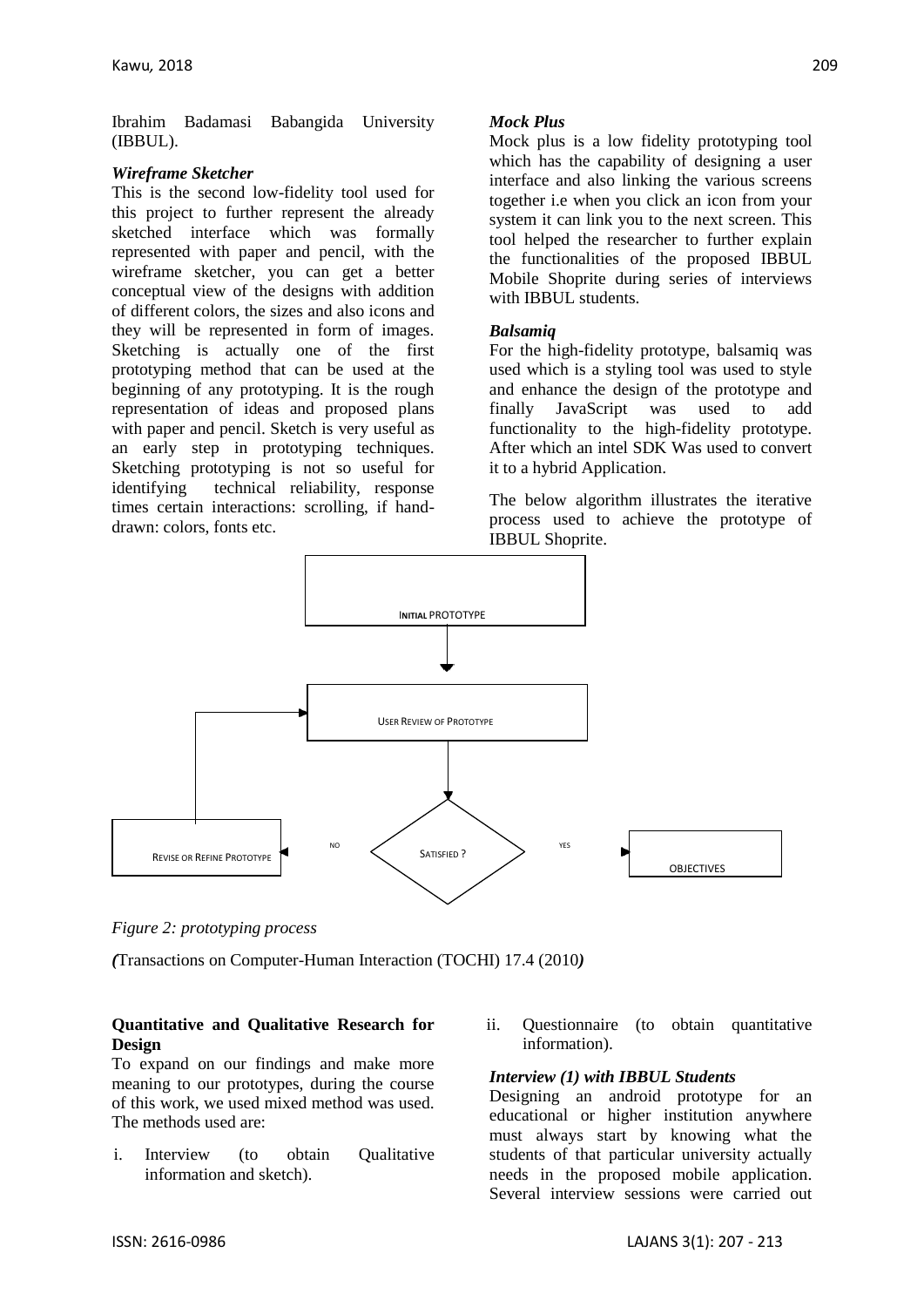Ibrahim Badamasi Babangida University (IBBUL).

*Wireframe Sketcher*

This is the second low-fidelity tool used for this project to further represent the already sketched interface which was formally represented with paper and pencil, with the wireframe sketcher, you can get a better conceptual view of the designs with addition of different colors, the sizes and also icons and they will be represented in form of images. Sketching is actually one of the first prototyping method that can be used at the beginning of any prototyping. It is the rough representation of ideas and proposed plans with paper and pencil. Sketch is very useful as an early step in prototyping techniques. Sketching prototyping is not so useful for identifying technical reliability, response times certain interactions: scrolling, if hand-drawn: colors, fonts etc.

*Mock Plus*

Mock plus is a low fidelity prototyping tool which has the capability of designing a user interface and also linking the various screens together i.e when you click an icon from your system it can link you to the next screen. This tool helped the researcher to further explain the functionalities of the proposed IBBUL Mobile Shoprite during series of interviews with IBBUL students.

*Balsamiq*

For the high-fidelity prototype, balsamiq was used which is a styling tool was used to style and enhance the design of the prototype and finally JavaScript was used to add functionality to the high-fidelity prototype. After which an intel SDK Was used to convert it to a hybrid Application.

The below algorithm illustrates the iterative process used to achieve the prototype of IBBUL Shoprite.

INITIAL PROTOTYPE

USER REVIEW OF PROTOTYPE

SATISFIED ?

NO — REVISE OR REFINE PROTOTYPE

YES — OBJECTIVES

*Figure 2: prototyping process*

*(*Transactions on Computer-Human Interaction (TOCHI) 17.4 (2010*)*

**Quantitative and Qualitative Research for Design**

To expand on our findings and make more meaning to our prototypes, during the course of this work, we used mixed method was used. The methods used are:

i. Interview (to obtain Qualitative information and sketch).
ii. Questionnaire (to obtain quantitative information).

*Interview (1) with IBBUL Students*

Designing an android prototype for an educational or higher institution anywhere must always start by knowing what the students of that particular university actually needs in the proposed mobile application. Several interview sessions were carried out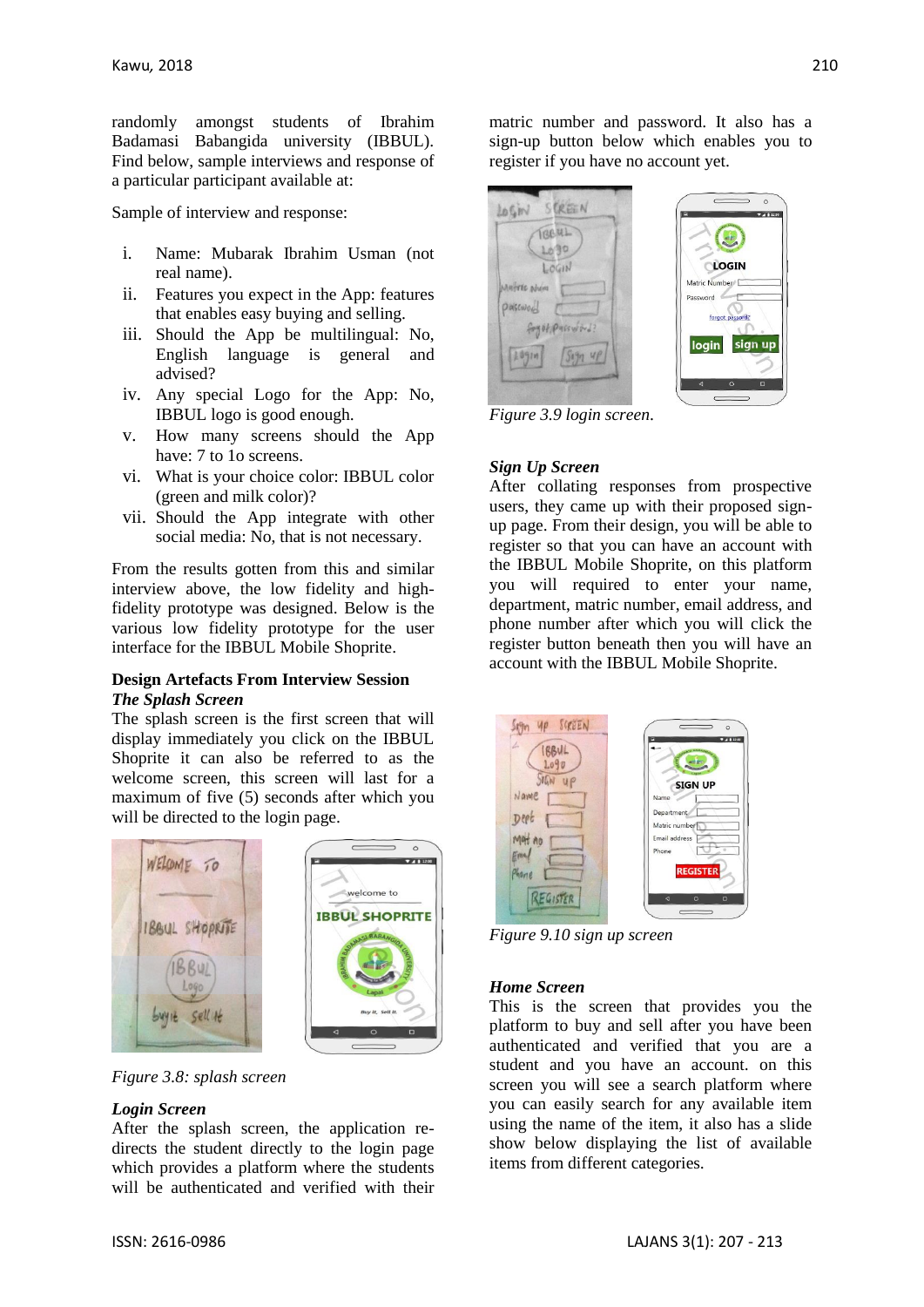randomly amongst students of Ibrahim Badamasi Babangida university (IBBUL). Find below, sample interviews and response of a particular participant available at:

Sample of interview and response:

i. Name: Mubarak Ibrahim Usman (not real name).
ii. Features you expect in the App: features that enables easy buying and selling.
iii. Should the App be multilingual: No, English language is general and advised?
iv. Any special Logo for the App: No, IBBUL logo is good enough.
v. How many screens should the App have: 7 to 1o screens.
vi. What is your choice color: IBBUL color (green and milk color)?
vii. Should the App integrate with other social media: No, that is not necessary.

From the results gotten from this and similar interview above, the low fidelity and high-fidelity prototype was designed. Below is the various low fidelity prototype for the user interface for the IBBUL Mobile Shoprite.

**Design Artefacts From Interview Session**

***The Splash Screen***

The splash screen is the first screen that will display immediately you click on the IBBUL Shoprite it can also be referred to as the welcome screen, this screen will last for a maximum of five (5) seconds after which you will be directed to the login page.

*Figure 3.8: splash screen*

***Login Screen***

After the splash screen, the application re-directs the student directly to the login page which provides a platform where the students will be authenticated and verified with their matric number and password. It also has a sign-up button below which enables you to register if you have no account yet.

*Figure 3.9 login screen.*

***Sign Up Screen***

After collating responses from prospective users, they came up with their proposed sign-up page. From their design, you will be able to register so that you can have an account with the IBBUL Mobile Shoprite, on this platform you will required to enter your name, department, matric number, email address, and phone number after which you will click the register button beneath then you will have an account with the IBBUL Mobile Shoprite.

*Figure 9.10 sign up screen*

***Home Screen***

This is the screen that provides you the platform to buy and sell after you have been authenticated and verified that you are a student and you have an account. on this screen you will see a search platform where you can easily search for any available item using the name of the item, it also has a slide show below displaying the list of available items from different categories.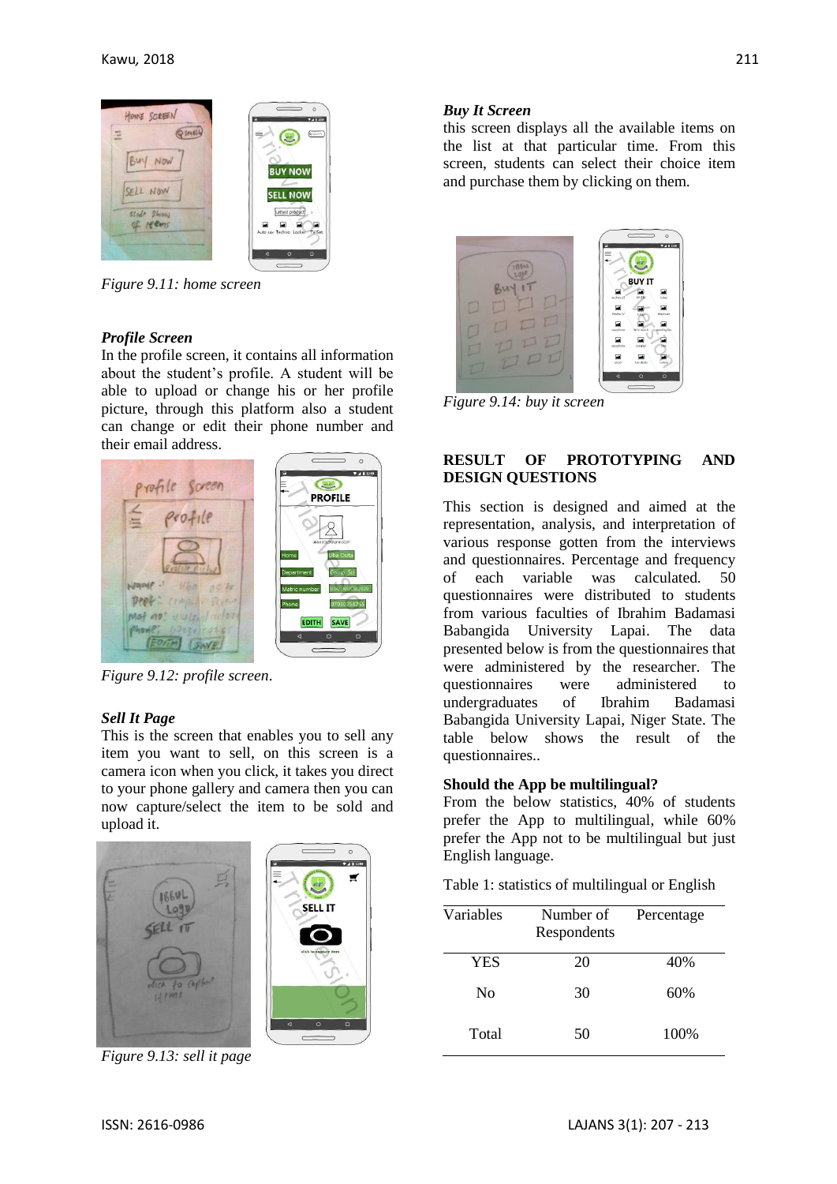Figure 9.11: home screen

### Profile Screen

In the profile screen, it contains all information about the student's profile. A student will be able to upload or change his or her profile picture, through this platform also a student can change or edit their phone number and their email address.

Figure 9.12: profile screen.

### Sell It Page

This is the screen that enables you to sell any item you want to sell, on this screen is a camera icon when you click, it takes you direct to your phone gallery and camera then you can now capture/select the item to be sold and upload it.

Figure 9.13: sell it page

### Buy It Screen

this screen displays all the available items on the list at that particular time. From this screen, students can select their choice item and purchase them by clicking on them.

Figure 9.14: buy it screen

## RESULT OF PROTOTYPING AND DESIGN QUESTIONS

This section is designed and aimed at the representation, analysis, and interpretation of various response gotten from the interviews and questionnaires. Percentage and frequency of each variable was calculated. 50 questionnaires were distributed to students from various faculties of Ibrahim Badamasi Babangida University Lapai. The data presented below is from the questionnaires that were administered by the researcher. The questionnaires were administered to undergraduates of Ibrahim Badamasi Babangida University Lapai, Niger State. The table below shows the result of the questionnaires..

### Should the App be multilingual?

From the below statistics, 40% of students prefer the App to multilingual, while 60% prefer the App not to be multilingual but just English language.

Table 1: statistics of multilingual or English

| Variables | Number of Respondents | Percentage |
| --- | --- | --- |
| YES | 20 | 40% |
| No | 30 | 60% |
| Total | 50 | 100% |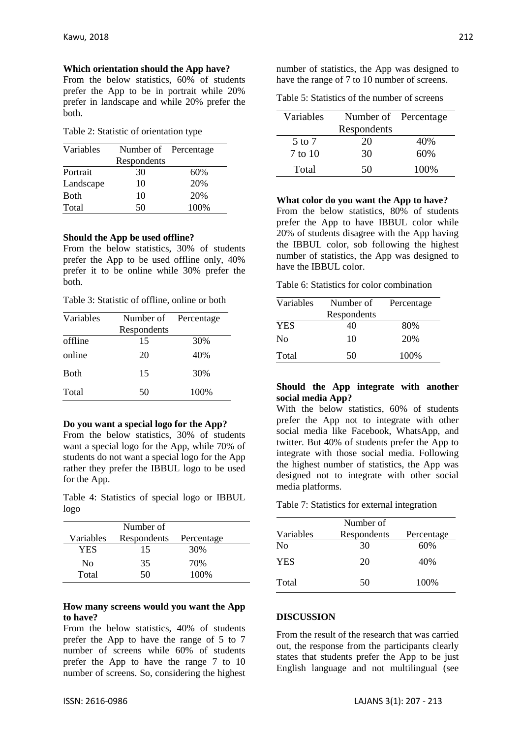**Which orientation should the App have?**

From the below statistics, 60% of students prefer the App to be in portrait while 20% prefer in landscape and while 20% prefer the both.

Table 2: Statistic of orientation type

| Variables | Number of Respondents | Percentage |
|---|---|---|
| Portrait | 30 | 60% |
| Landscape | 10 | 20% |
| Both | 10 | 20% |
| Total | 50 | 100% |

**Should the App be used offline?**

From the below statistics, 30% of students prefer the App to be used offline only, 40% prefer it to be online while 30% prefer the both.

Table 3: Statistic of offline, online or both

| Variables | Number of Respondents | Percentage |
|---|---|---|
| offline | 15 | 30% |
| online | 20 | 40% |
| Both | 15 | 30% |
| Total | 50 | 100% |

**Do you want a special logo for the App?**

From the below statistics, 30% of students want a special logo for the App, while 70% of students do not want a special logo for the App rather they prefer the IBBUL logo to be used for the App.

Table 4: Statistics of special logo or IBBUL logo

| Variables | Number of Respondents | Percentage |
|---|---|---|
| YES | 15 | 30% |
| No | 35 | 70% |
| Total | 50 | 100% |

**How many screens would you want the App to have?**

From the below statistics, 40% of students prefer the App to have the range of 5 to 7 number of screens while 60% of students prefer the App to have the range 7 to 10 number of screens. So, considering the highest number of statistics, the App was designed to have the range of 7 to 10 number of screens.

Table 5: Statistics of the number of screens

| Variables | Number of Respondents | Percentage |
|---|---|---|
| 5 to 7 | 20 | 40% |
| 7 to 10 | 30 | 60% |
| Total | 50 | 100% |

**What color do you want the App to have?**

From the below statistics, 80% of students prefer the App to have IBBUL color while 20% of students disagree with the App having the IBBUL color, sob following the highest number of statistics, the App was designed to have the IBBUL color.

Table 6: Statistics for color combination

| Variables | Number of Respondents | Percentage |
|---|---|---|
| YES | 40 | 80% |
| No | 10 | 20% |
| Total | 50 | 100% |

**Should the App integrate with another social media App?**

With the below statistics, 60% of students prefer the App not to integrate with other social media like Facebook, WhatsApp, and twitter. But 40% of students prefer the App to integrate with those social media. Following the highest number of statistics, the App was designed not to integrate with other social media platforms.

Table 7: Statistics for external integration

| Variables | Number of Respondents | Percentage |
|---|---|---|
| No | 30 | 60% |
| YES | 20 | 40% |
| Total | 50 | 100% |

## DISCUSSION

From the result of the research that was carried out, the response from the participants clearly states that students prefer the App to be just English language and not multilingual (see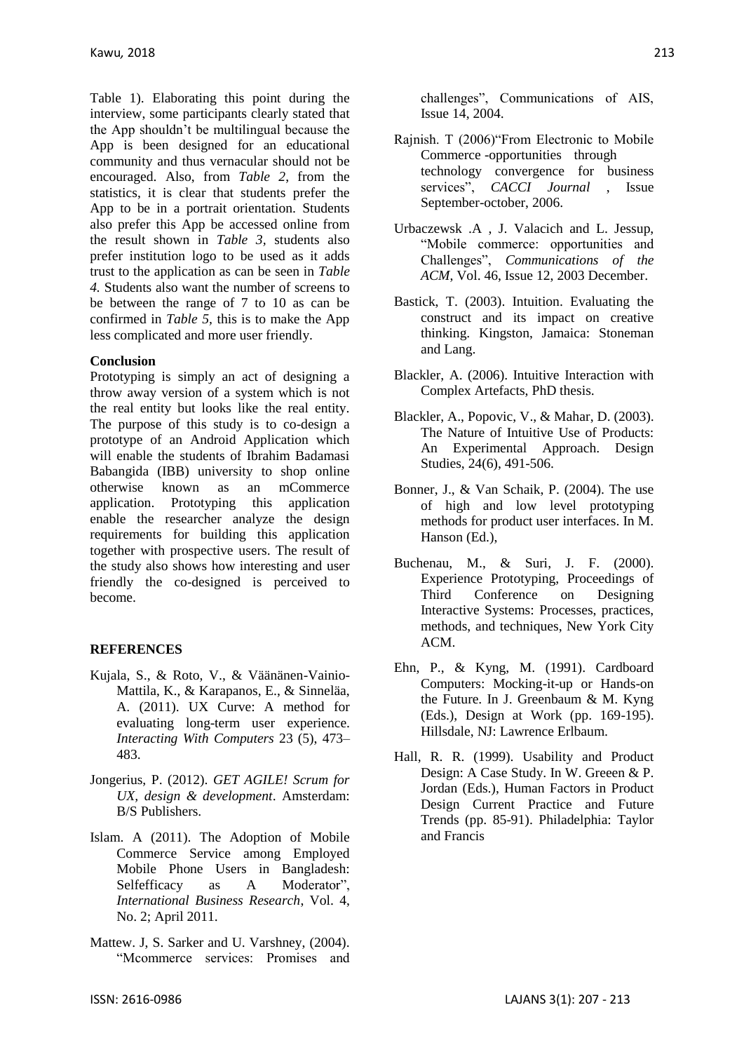Table 1). Elaborating this point during the interview, some participants clearly stated that the App shouldn't be multilingual because the App is been designed for an educational community and thus vernacular should not be encouraged. Also, from *Table 2*, from the statistics, it is clear that students prefer the App to be in a portrait orientation. Students also prefer this App be accessed online from the result shown in *Table 3*, students also prefer institution logo to be used as it adds trust to the application as can be seen in *Table 4.* Students also want the number of screens to be between the range of 7 to 10 as can be confirmed in *Table 5,* this is to make the App less complicated and more user friendly.

**Conclusion**

Prototyping is simply an act of designing a throw away version of a system which is not the real entity but looks like the real entity. The purpose of this study is to co-design a prototype of an Android Application which will enable the students of Ibrahim Badamasi Babangida (IBB) university to shop online otherwise known as an mCommerce application. Prototyping this application enable the researcher analyze the design requirements for building this application together with prospective users. The result of the study also shows how interesting and user friendly the co-designed is perceived to become.

## REFERENCES

Kujala, S., & Roto, V., & Väänänen-Vainio-Mattila, K., & Karapanos, E., & Sinneläa, A. (2011). UX Curve: A method for evaluating long-term user experience. *Interacting With Computers* 23 (5), 473–483.

Jongerius, P. (2012). *GET AGILE! Scrum for UX, design & development*. Amsterdam: B/S Publishers.

Islam. A (2011). The Adoption of Mobile Commerce Service among Employed Mobile Phone Users in Bangladesh: Selfefficacy as A Moderator", *International Business Research*, Vol. 4, No. 2; April 2011.

Mattew. J, S. Sarker and U. Varshney, (2004). "Mcommerce services: Promises and challenges", Communications of AIS, Issue 14, 2004.

Rajnish. T (2006)"From Electronic to Mobile Commerce -opportunities through technology convergence for business services", *CACCI Journal* , Issue September-october, 2006.

Urbaczewsk .A , J. Valacich and L. Jessup, "Mobile commerce: opportunities and Challenges", *Communications of the ACM*, Vol. 46, Issue 12, 2003 December.

Bastick, T. (2003). Intuition. Evaluating the construct and its impact on creative thinking. Kingston, Jamaica: Stoneman and Lang.

Blackler, A. (2006). Intuitive Interaction with Complex Artefacts, PhD thesis.

Blackler, A., Popovic, V., & Mahar, D. (2003). The Nature of Intuitive Use of Products: An Experimental Approach. Design Studies, 24(6), 491-506.

Bonner, J., & Van Schaik, P. (2004). The use of high and low level prototyping methods for product user interfaces. In M. Hanson (Ed.),

Buchenau, M., & Suri, J. F. (2000). Experience Prototyping, Proceedings of Third Conference on Designing Interactive Systems: Processes, practices, methods, and techniques, New York City ACM.

Ehn, P., & Kyng, M. (1991). Cardboard Computers: Mocking-it-up or Hands-on the Future. In J. Greenbaum & M. Kyng (Eds.), Design at Work (pp. 169-195). Hillsdale, NJ: Lawrence Erlbaum.

Hall, R. R. (1999). Usability and Product Design: A Case Study. In W. Greeen & P. Jordan (Eds.), Human Factors in Product Design Current Practice and Future Trends (pp. 85-91). Philadelphia: Taylor and Francis